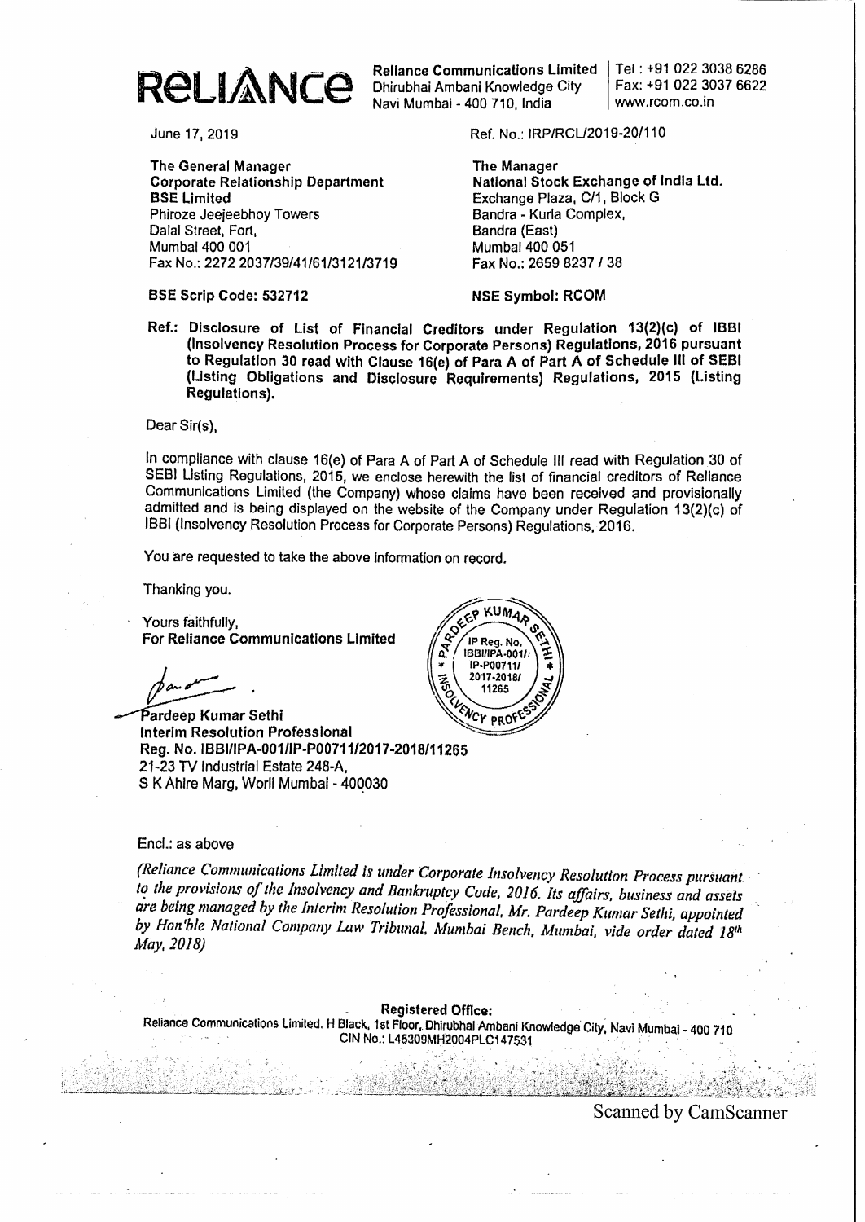**RELIANCE**

**Reliance Communications Limited**
Dhirubhai Ambani Knowledge City
Navi Mumbai - 400 710, India

Tel : +91 022 3038 6286
Fax: +91 022 3037 6622
www.rcom.co.in

June 17, 2019

Ref. No.: IRP/RCL/2019-20/110

**The General Manager**
**Corporate Relationship Department**
**BSE Limited**
Phiroze Jeejeebhoy Towers
Dalal Street, Fort,
Mumbai 400 001
Fax No.: 2272 2037/39/41/61/3121/3719

**The Manager**
**National Stock Exchange of India Ltd.**
Exchange Plaza, C/1, Block G
Bandra - Kurla Complex,
Bandra (East)
Mumbai 400 051
Fax No.: 2659 8237 / 38

**BSE Scrip Code: 532712**

**NSE Symbol: RCOM**

**Ref.: Disclosure of List of Financial Creditors under Regulation 13(2)(c) of IBBI (Insolvency Resolution Process for Corporate Persons) Regulations, 2016 pursuant to Regulation 30 read with Clause 16(e) of Para A of Part A of Schedule III of SEBI (Listing Obligations and Disclosure Requirements) Regulations, 2015 (Listing Regulations).**

Dear Sir(s),

In compliance with clause 16(e) of Para A of Part A of Schedule III read with Regulation 30 of SEBI Listing Regulations, 2015, we enclose herewith the list of financial creditors of Reliance Communications Limited (the Company) whose claims have been received and provisionally admitted and is being displayed on the website of the Company under Regulation 13(2)(c) of IBBI (Insolvency Resolution Process for Corporate Persons) Regulations, 2016.

You are requested to take the above information on record.

Thanking you.

Yours faithfully,
**For Reliance Communications Limited**

PARDEEP KUMAR SETHI
IP Reg. No. IBBI/IPA-001/IP-P00711/2017-2018/11265
INSOLVENCY PROFESSIONAL

**Pardeep Kumar Sethi**
**Interim Resolution Professional**
**Reg. No. IBBI/IPA-001/IP-P00711/2017-2018/11265**
21-23 TV Industrial Estate 248-A,
S K Ahire Marg, Worli Mumbai - 400030

Encl.: as above

*(Reliance Communications Limited is under Corporate Insolvency Resolution Process pursuant to the provisions of the Insolvency and Bankruptcy Code, 2016. Its affairs, business and assets are being managed by the Interim Resolution Professional, Mr. Pardeep Kumar Sethi, appointed by Hon'ble National Company Law Tribunal, Mumbai Bench, Mumbai, vide order dated 18th May, 2018)*

**Registered Office:**
Reliance Communications Limited. H Block, 1st Floor, Dhirubhai Ambani Knowledge City, Navi Mumbai - 400 710
CIN No.: L45309MH2004PLC147531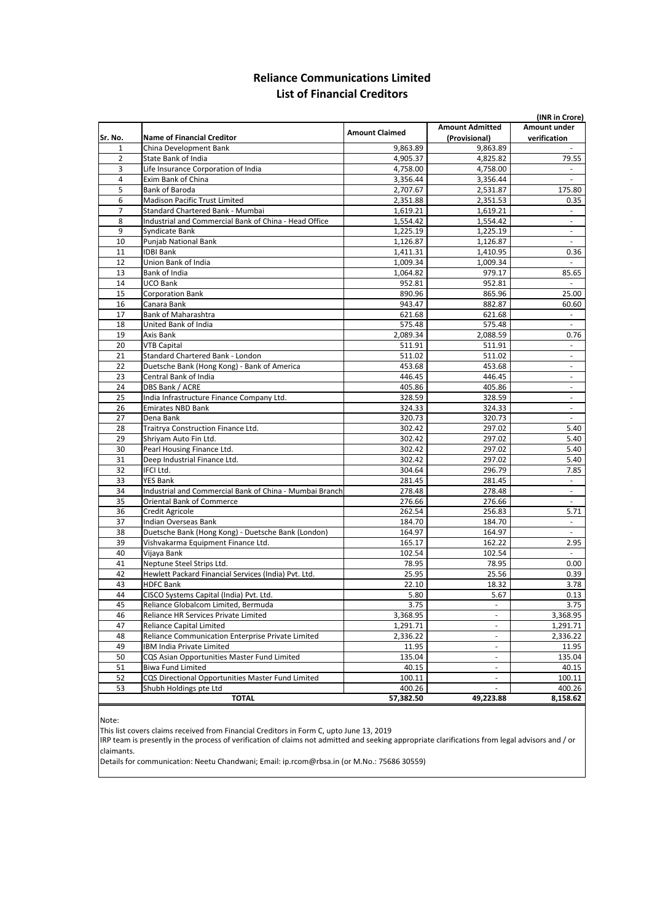# Reliance Communications Limited
## List of Financial Creditors

(INR in Crore)

| Sr. No. | Name of Financial Creditor | Amount Claimed | Amount Admitted (Provisional) | Amount under verification |
|---|---|---|---|---|
| 1 | China Development Bank | 9,863.89 | 9,863.89 | - |
| 2 | State Bank of India | 4,905.37 | 4,825.82 | 79.55 |
| 3 | Life Insurance Corporation of India | 4,758.00 | 4,758.00 | - |
| 4 | Exim Bank of China | 3,356.44 | 3,356.44 | - |
| 5 | Bank of Baroda | 2,707.67 | 2,531.87 | 175.80 |
| 6 | Madison Pacific Trust Limited | 2,351.88 | 2,351.53 | 0.35 |
| 7 | Standard Chartered Bank - Mumbai | 1,619.21 | 1,619.21 | - |
| 8 | Industrial and Commercial Bank of China - Head Office | 1,554.42 | 1,554.42 | - |
| 9 | Syndicate Bank | 1,225.19 | 1,225.19 | - |
| 10 | Punjab National Bank | 1,126.87 | 1,126.87 | - |
| 11 | IDBI Bank | 1,411.31 | 1,410.95 | 0.36 |
| 12 | Union Bank of India | 1,009.34 | 1,009.34 | - |
| 13 | Bank of India | 1,064.82 | 979.17 | 85.65 |
| 14 | UCO Bank | 952.81 | 952.81 | - |
| 15 | Corporation Bank | 890.96 | 865.96 | 25.00 |
| 16 | Canara Bank | 943.47 | 882.87 | 60.60 |
| 17 | Bank of Maharashtra | 621.68 | 621.68 | - |
| 18 | United Bank of India | 575.48 | 575.48 | - |
| 19 | Axis Bank | 2,089.34 | 2,088.59 | 0.76 |
| 20 | VTB Capital | 511.91 | 511.91 | - |
| 21 | Standard Chartered Bank - London | 511.02 | 511.02 | - |
| 22 | Duetsche Bank (Hong Kong) - Bank of America | 453.68 | 453.68 | - |
| 23 | Central Bank of India | 446.45 | 446.45 | - |
| 24 | DBS Bank / ACRE | 405.86 | 405.86 | - |
| 25 | India Infrastructure Finance Company Ltd. | 328.59 | 328.59 | - |
| 26 | Emirates NBD Bank | 324.33 | 324.33 | - |
| 27 | Dena Bank | 320.73 | 320.73 | - |
| 28 | Traitrya Construction Finance Ltd. | 302.42 | 297.02 | 5.40 |
| 29 | Shriyam Auto Fin Ltd. | 302.42 | 297.02 | 5.40 |
| 30 | Pearl Housing Finance Ltd. | 302.42 | 297.02 | 5.40 |
| 31 | Deep Industrial Finance Ltd. | 302.42 | 297.02 | 5.40 |
| 32 | IFCI Ltd. | 304.64 | 296.79 | 7.85 |
| 33 | YES Bank | 281.45 | 281.45 | - |
| 34 | Industrial and Commercial Bank of China - Mumbai Branch | 278.48 | 278.48 | - |
| 35 | Oriental Bank of Commerce | 276.66 | 276.66 | - |
| 36 | Credit Agricole | 262.54 | 256.83 | 5.71 |
| 37 | Indian Overseas Bank | 184.70 | 184.70 | - |
| 38 | Duetsche Bank (Hong Kong) - Duetsche Bank (London) | 164.97 | 164.97 | - |
| 39 | Vishvakarma Equipment Finance Ltd. | 165.17 | 162.22 | 2.95 |
| 40 | Vijaya Bank | 102.54 | 102.54 | - |
| 41 | Neptune Steel Strips Ltd. | 78.95 | 78.95 | 0.00 |
| 42 | Hewlett Packard Financial Services (India) Pvt. Ltd. | 25.95 | 25.56 | 0.39 |
| 43 | HDFC Bank | 22.10 | 18.32 | 3.78 |
| 44 | CISCO Systems Capital (India) Pvt. Ltd. | 5.80 | 5.67 | 0.13 |
| 45 | Reliance Globalcom Limited, Bermuda | 3.75 | - | 3.75 |
| 46 | Reliance HR Services Private Limited | 3,368.95 | - | 3,368.95 |
| 47 | Reliance Capital Limited | 1,291.71 | - | 1,291.71 |
| 48 | Reliance Communication Enterprise Private Limited | 2,336.22 | - | 2,336.22 |
| 49 | IBM India Private Limited | 11.95 | - | 11.95 |
| 50 | CQS Asian Opportunities Master Fund Limited | 135.04 | - | 135.04 |
| 51 | Biwa Fund Limited | 40.15 | - | 40.15 |
| 52 | CQS Directional Opportunities Master Fund Limited | 100.11 | - | 100.11 |
| 53 | Shubh Holdings pte Ltd | 400.26 | - | 400.26 |
| | **TOTAL** | **57,382.50** | **49,223.88** | **8,158.62** |

Note:

This list covers claims received from Financial Creditors in Form C, upto June 13, 2019

IRP team is presently in the process of verification of claims not admitted and seeking appropriate clarifications from legal advisors and / or claimants.

Details for communication: Neetu Chandwani; Email: ip.rcom@rbsa.in (or M.No.: 75686 30559)